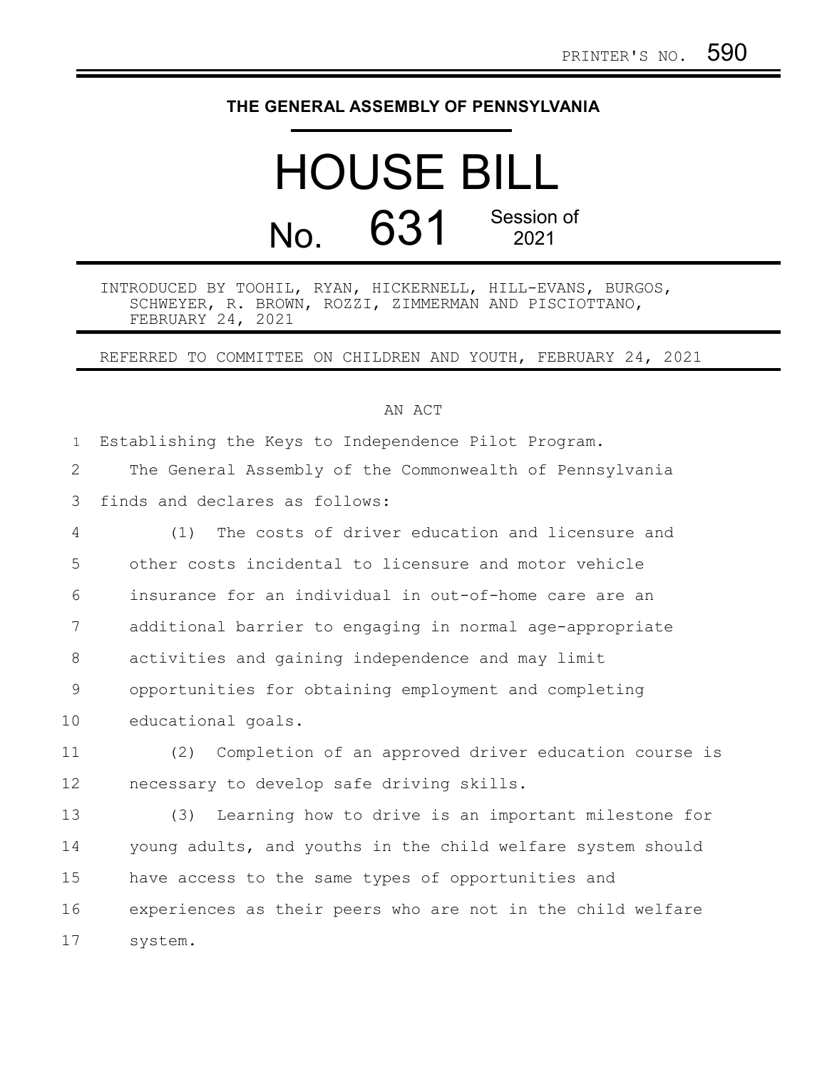PRINTER'S NO. 590

# THE GENERAL ASSEMBLY OF PENNSYLVANIA

# HOUSE BILL

## No. 631 Session of 2021

INTRODUCED BY TOOHIL, RYAN, HICKERNELL, HILL-EVANS, BURGOS, SCHWEYER, R. BROWN, ROZZI, ZIMMERMAN AND PISCIOTTANO, FEBRUARY 24, 2021

REFERRED TO COMMITTEE ON CHILDREN AND YOUTH, FEBRUARY 24, 2021

AN ACT

Establishing the Keys to Independence Pilot Program.

The General Assembly of the Commonwealth of Pennsylvania finds and declares as follows:

(1) The costs of driver education and licensure and other costs incidental to licensure and motor vehicle insurance for an individual in out-of-home care are an additional barrier to engaging in normal age-appropriate activities and gaining independence and may limit opportunities for obtaining employment and completing educational goals.

(2) Completion of an approved driver education course is necessary to develop safe driving skills.

(3) Learning how to drive is an important milestone for young adults, and youths in the child welfare system should have access to the same types of opportunities and experiences as their peers who are not in the child welfare system.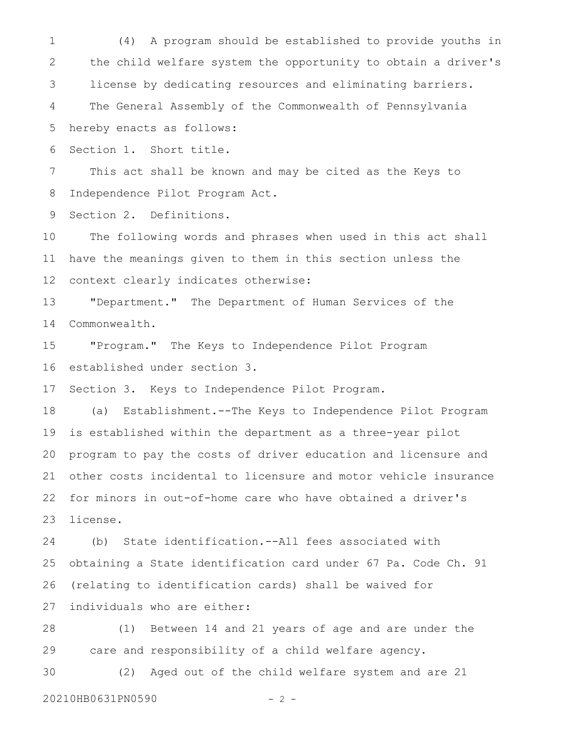(4) A program should be established to provide youths in the child welfare system the opportunity to obtain a driver's license by dedicating resources and eliminating barriers.

The General Assembly of the Commonwealth of Pennsylvania hereby enacts as follows:

Section 1. Short title.

This act shall be known and may be cited as the Keys to Independence Pilot Program Act.

Section 2. Definitions.

The following words and phrases when used in this act shall have the meanings given to them in this section unless the context clearly indicates otherwise:

"Department." The Department of Human Services of the Commonwealth.

"Program." The Keys to Independence Pilot Program established under section 3.

Section 3. Keys to Independence Pilot Program.

(a) Establishment.--The Keys to Independence Pilot Program is established within the department as a three-year pilot program to pay the costs of driver education and licensure and other costs incidental to licensure and motor vehicle insurance for minors in out-of-home care who have obtained a driver's license.

(b) State identification.--All fees associated with obtaining a State identification card under 67 Pa. Code Ch. 91 (relating to identification cards) shall be waived for individuals who are either:

(1) Between 14 and 21 years of age and are under the care and responsibility of a child welfare agency.

(2) Aged out of the child welfare system and are 21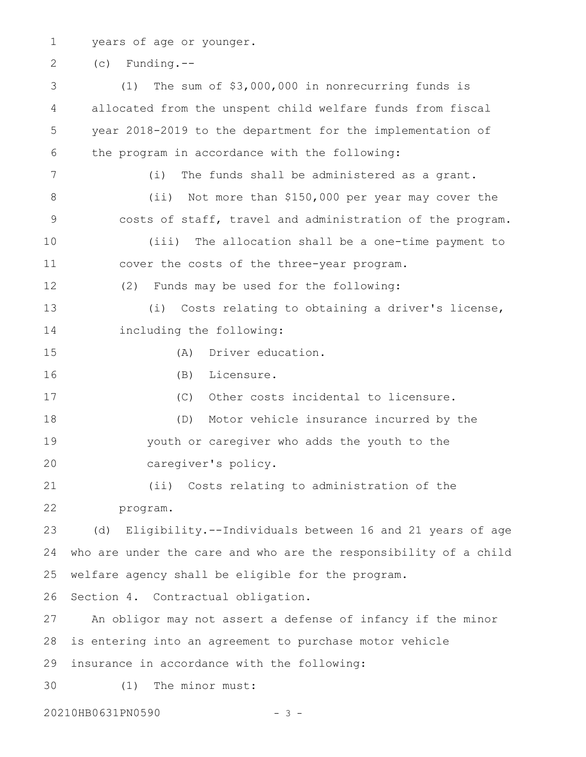years of age or younger.

(c) Funding.--

(1) The sum of $3,000,000 in nonrecurring funds is allocated from the unspent child welfare funds from fiscal year 2018-2019 to the department for the implementation of the program in accordance with the following:

(i) The funds shall be administered as a grant.

(ii) Not more than $150,000 per year may cover the costs of staff, travel and administration of the program.

(iii) The allocation shall be a one-time payment to cover the costs of the three-year program.

(2) Funds may be used for the following:

(i) Costs relating to obtaining a driver's license, including the following:

(A) Driver education.

(B) Licensure.

(C) Other costs incidental to licensure.

(D) Motor vehicle insurance incurred by the youth or caregiver who adds the youth to the caregiver's policy.

(ii) Costs relating to administration of the program.

(d) Eligibility.--Individuals between 16 and 21 years of age who are under the care and who are the responsibility of a child welfare agency shall be eligible for the program.

Section 4. Contractual obligation.

An obligor may not assert a defense of infancy if the minor is entering into an agreement to purchase motor vehicle insurance in accordance with the following:

(1) The minor must: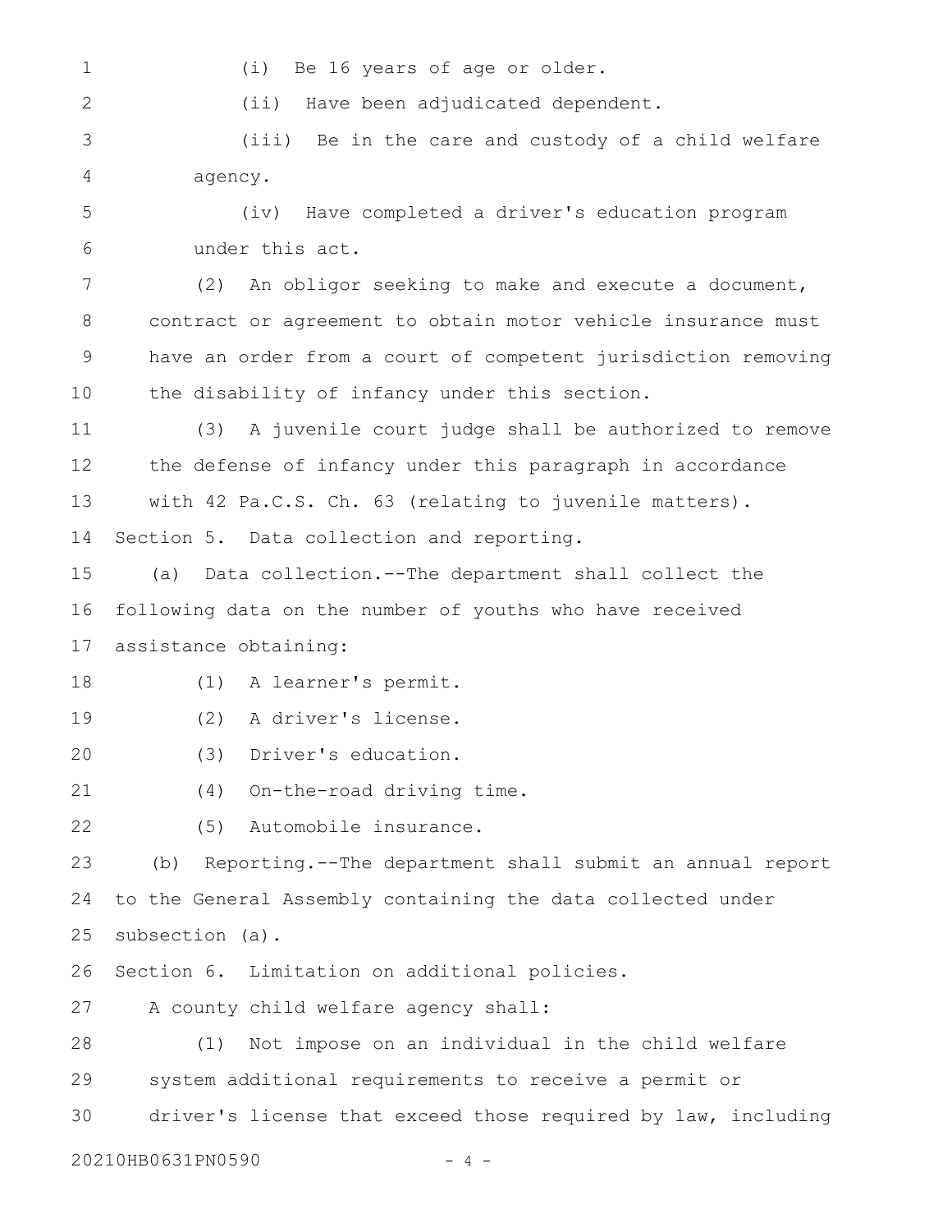(i) Be 16 years of age or older.

(ii) Have been adjudicated dependent.

(iii) Be in the care and custody of a child welfare agency.

(iv) Have completed a driver's education program under this act.

(2) An obligor seeking to make and execute a document, contract or agreement to obtain motor vehicle insurance must have an order from a court of competent jurisdiction removing the disability of infancy under this section.

(3) A juvenile court judge shall be authorized to remove the defense of infancy under this paragraph in accordance with 42 Pa.C.S. Ch. 63 (relating to juvenile matters).

Section 5. Data collection and reporting.

(a) Data collection.--The department shall collect the following data on the number of youths who have received assistance obtaining:

(1) A learner's permit.

(2) A driver's license.

(3) Driver's education.

(4) On-the-road driving time.

(5) Automobile insurance.

(b) Reporting.--The department shall submit an annual report to the General Assembly containing the data collected under subsection (a).

Section 6. Limitation on additional policies.

A county child welfare agency shall:

(1) Not impose on an individual in the child welfare system additional requirements to receive a permit or driver's license that exceed those required by law, including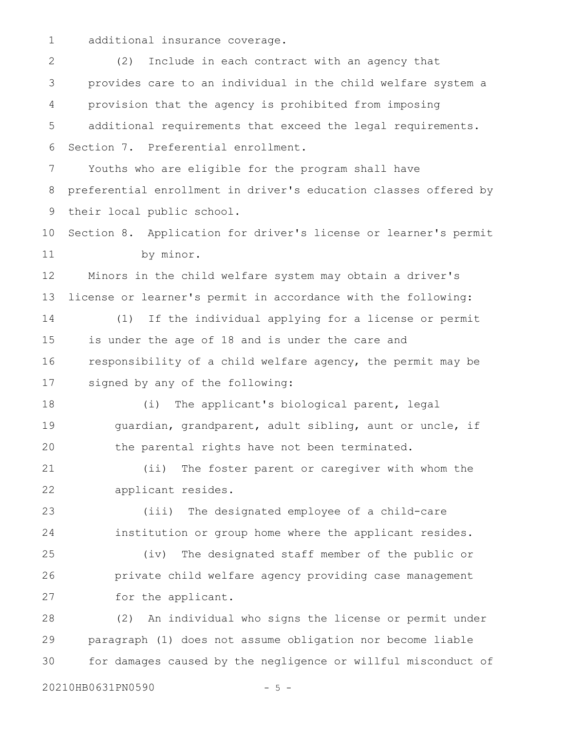additional insurance coverage.

(2) Include in each contract with an agency that provides care to an individual in the child welfare system a provision that the agency is prohibited from imposing additional requirements that exceed the legal requirements.

Section 7. Preferential enrollment.

Youths who are eligible for the program shall have preferential enrollment in driver's education classes offered by their local public school.

Section 8. Application for driver's license or learner's permit by minor.

Minors in the child welfare system may obtain a driver's license or learner's permit in accordance with the following:

(1) If the individual applying for a license or permit is under the age of 18 and is under the care and responsibility of a child welfare agency, the permit may be signed by any of the following:

(i) The applicant's biological parent, legal guardian, grandparent, adult sibling, aunt or uncle, if the parental rights have not been terminated.

(ii) The foster parent or caregiver with whom the applicant resides.

(iii) The designated employee of a child-care institution or group home where the applicant resides.

(iv) The designated staff member of the public or private child welfare agency providing case management for the applicant.

(2) An individual who signs the license or permit under paragraph (1) does not assume obligation nor become liable for damages caused by the negligence or willful misconduct of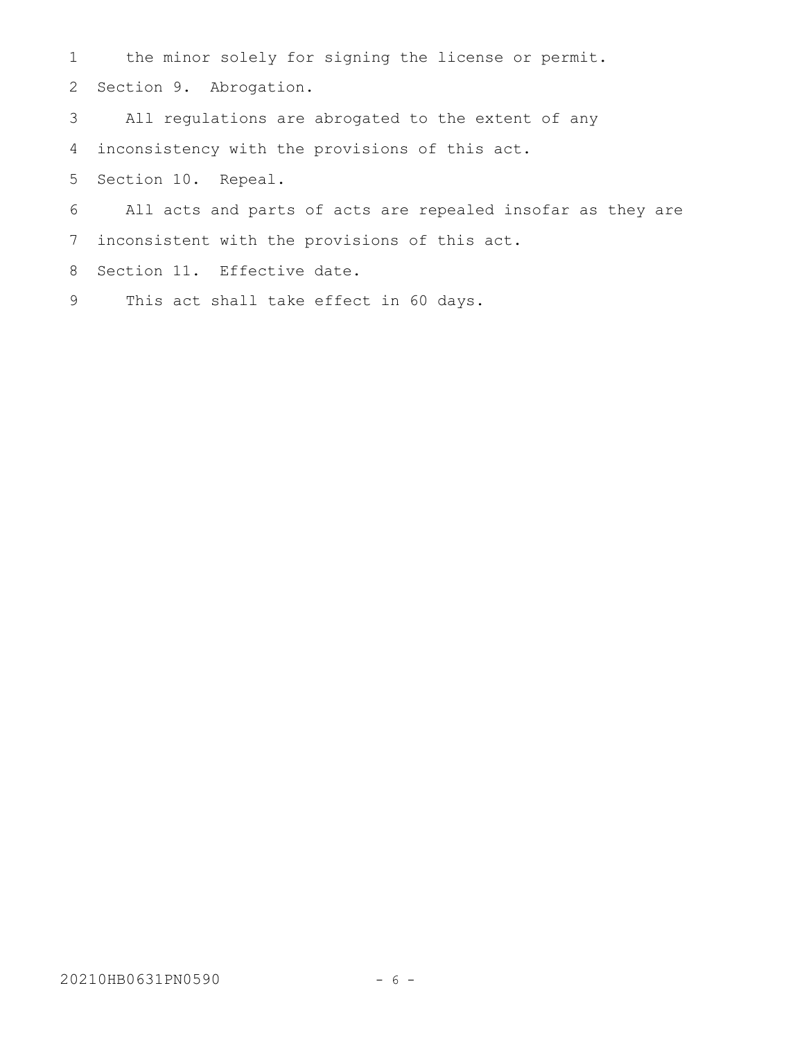the minor solely for signing the license or permit.

Section 9. Abrogation.

All regulations are abrogated to the extent of any inconsistency with the provisions of this act.

Section 10. Repeal.

All acts and parts of acts are repealed insofar as they are inconsistent with the provisions of this act.

Section 11. Effective date.

This act shall take effect in 60 days.